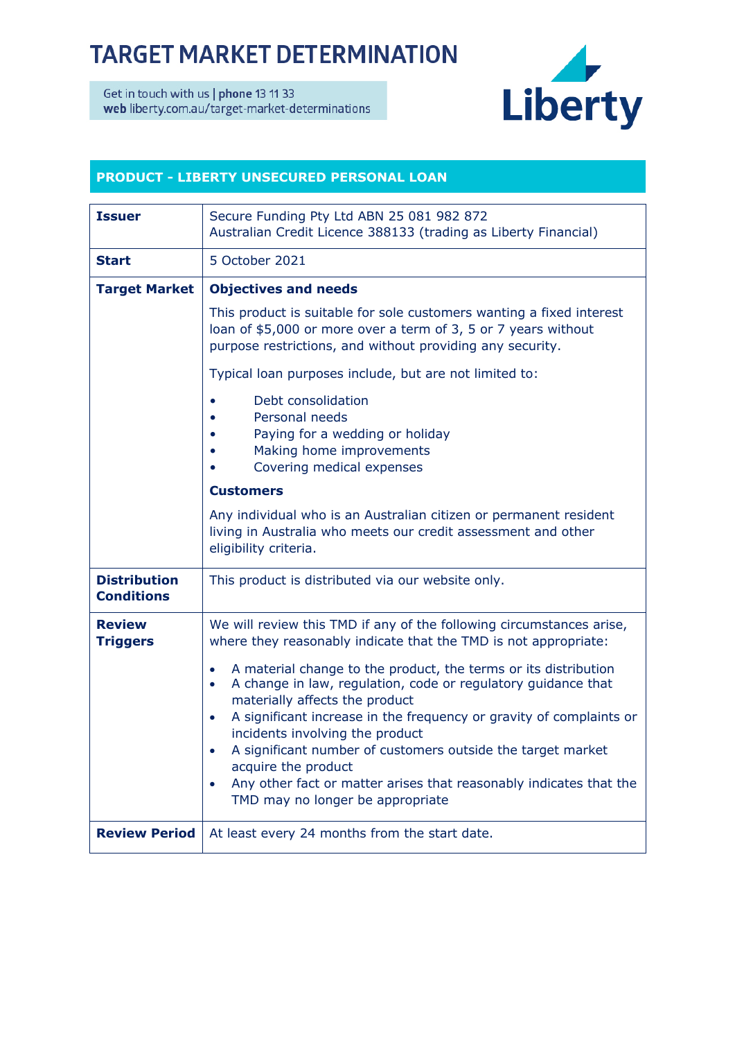# TARGET MARKET DETERMINATION

Get in touch with us | **phone** 13 11 33
**web** liberty.com.au/target-market-determinations

Liberty

## PRODUCT - LIBERTY UNSECURED PERSONAL LOAN

| | |
|---|---|
| **Issuer** | Secure Funding Pty Ltd ABN 25 081 982 872<br>Australian Credit Licence 388133 (trading as Liberty Financial) |
| **Start** | 5 October 2021 |
| **Target Market** | **Objectives and needs**<br>This product is suitable for sole customers wanting a fixed interest loan of $5,000 or more over a term of 3, 5 or 7 years without purpose restrictions, and without providing any security.<br>Typical loan purposes include, but are not limited to:<br>• Debt consolidation<br>• Personal needs<br>• Paying for a wedding or holiday<br>• Making home improvements<br>• Covering medical expenses<br>**Customers**<br>Any individual who is an Australian citizen or permanent resident living in Australia who meets our credit assessment and other eligibility criteria. |
| **Distribution Conditions** | This product is distributed via our website only. |
| **Review Triggers** | We will review this TMD if any of the following circumstances arise, where they reasonably indicate that the TMD is not appropriate:<br>• A material change to the product, the terms or its distribution<br>• A change in law, regulation, code or regulatory guidance that materially affects the product<br>• A significant increase in the frequency or gravity of complaints or incidents involving the product<br>• A significant number of customers outside the target market acquire the product<br>• Any other fact or matter arises that reasonably indicates that the TMD may no longer be appropriate |
| **Review Period** | At least every 24 months from the start date. |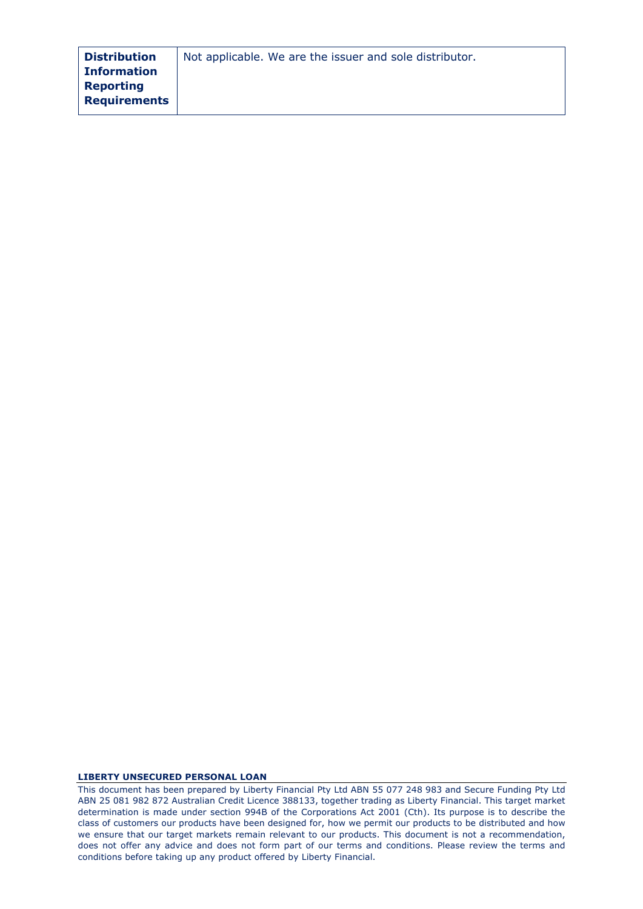| | |
|---|---|
| **Distribution Information Reporting Requirements** | Not applicable. We are the issuer and sole distributor. |

**LIBERTY UNSECURED PERSONAL LOAN**

This document has been prepared by Liberty Financial Pty Ltd ABN 55 077 248 983 and Secure Funding Pty Ltd ABN 25 081 982 872 Australian Credit Licence 388133, together trading as Liberty Financial. This target market determination is made under section 994B of the Corporations Act 2001 (Cth). Its purpose is to describe the class of customers our products have been designed for, how we permit our products to be distributed and how we ensure that our target markets remain relevant to our products. This document is not a recommendation, does not offer any advice and does not form part of our terms and conditions. Please review the terms and conditions before taking up any product offered by Liberty Financial.